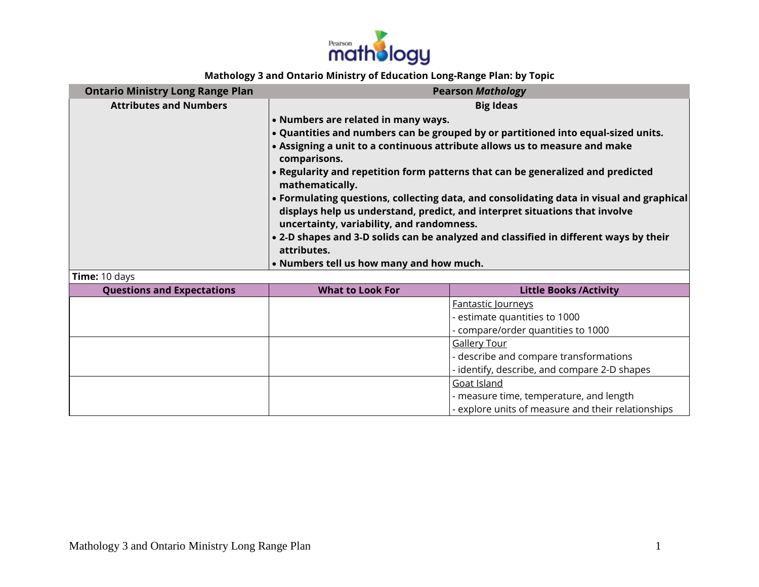**Mathology 3 and Ontario Ministry of Education Long-Range Plan: by Topic**

| Ontario Ministry Long Range Plan | Pearson *Mathology* | |
|---|---|---|
| **Attributes and Numbers** | **Big Ideas**<br>• **Numbers are related in many ways.**<br>• **Quantities and numbers can be grouped by or partitioned into equal-sized units.**<br>• **Assigning a unit to a continuous attribute allows us to measure and make comparisons.**<br>• **Regularity and repetition form patterns that can be generalized and predicted mathematically.**<br>• **Formulating questions, collecting data, and consolidating data in visual and graphical displays help us understand, predict, and interpret situations that involve uncertainty, variability, and randomness.**<br>• **2-D shapes and 3-D solids can be analyzed and classified in different ways by their attributes.**<br>• **Numbers tell us how many and how much.** | |
| **Time:** 10 days | | |
| **Questions and Expectations** | **What to Look For** | **Little Books /Activity** |
| | | Fantastic Journeys<br>- estimate quantities to 1000<br>- compare/order quantities to 1000 |
| | | Gallery Tour<br>- describe and compare transformations<br>- identify, describe, and compare 2-D shapes |
| | | Goat Island<br>- measure time, temperature, and length<br>- explore units of measure and their relationships |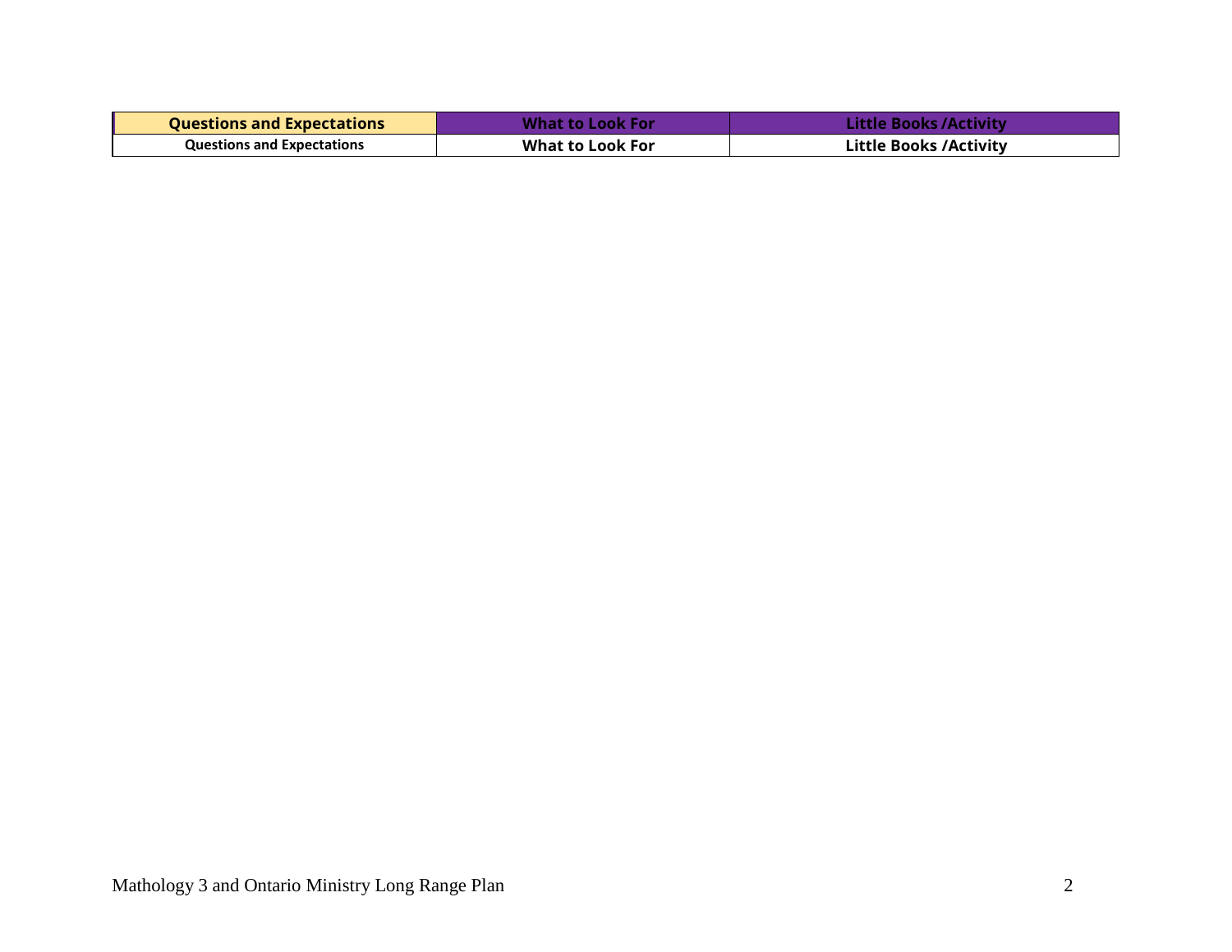| Questions and Expectations | What to Look For | Little Books /Activity |
|---|---|---|
| Questions and Expectations | What to Look For | Little Books /Activity |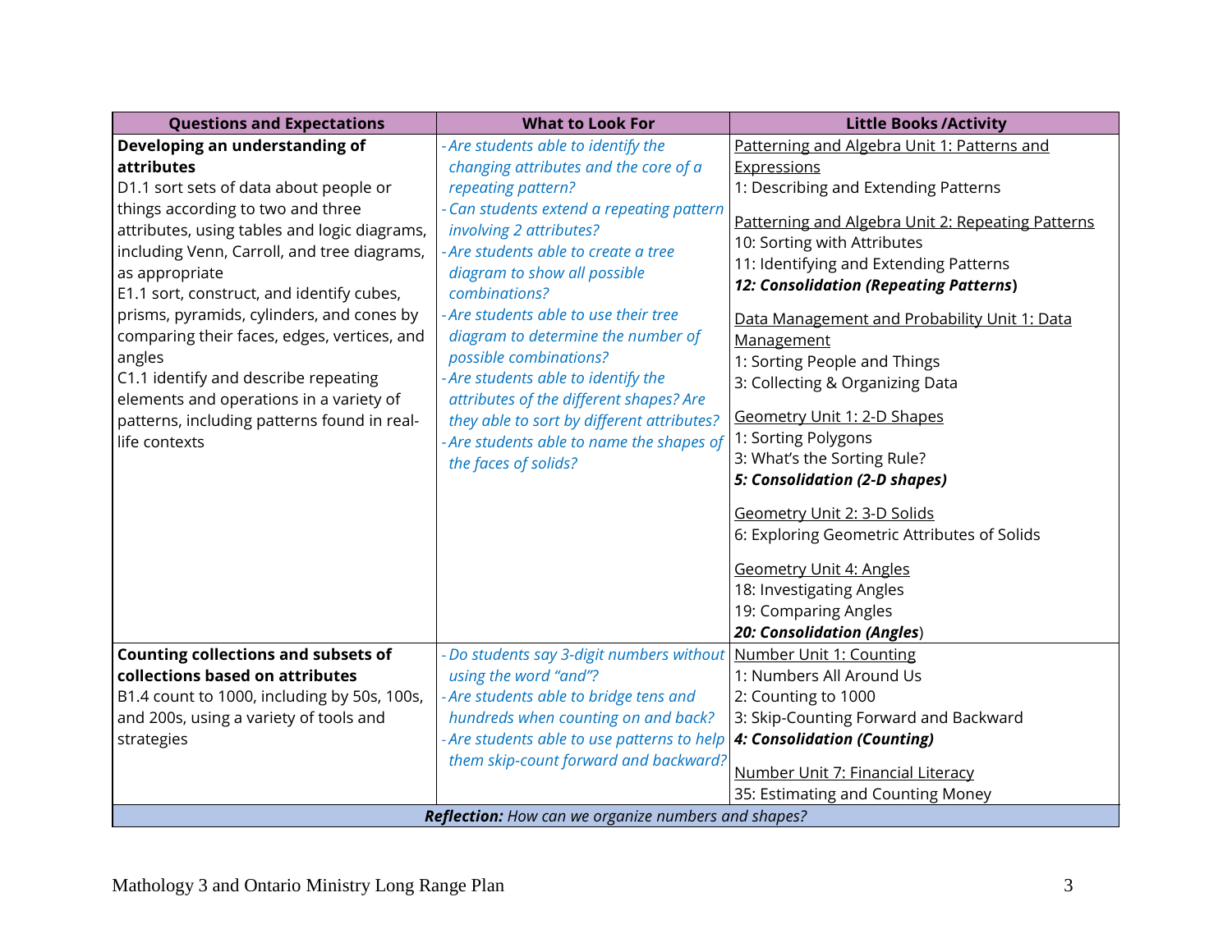| Questions and Expectations | What to Look For | Little Books /Activity |
|---|---|---|
| **Developing an understanding of attributes**<br>D1.1 sort sets of data about people or things according to two and three attributes, using tables and logic diagrams, including Venn, Carroll, and tree diagrams, as appropriate<br>E1.1 sort, construct, and identify cubes, prisms, pyramids, cylinders, and cones by comparing their faces, edges, vertices, and angles<br>C1.1 identify and describe repeating elements and operations in a variety of patterns, including patterns found in real-life contexts | *- Are students able to identify the changing attributes and the core of a repeating pattern?*<br>*- Can students extend a repeating pattern involving 2 attributes?*<br>*- Are students able to create a tree diagram to show all possible combinations?*<br>*- Are students able to use their tree diagram to determine the number of possible combinations?*<br>*- Are students able to identify the attributes of the different shapes? Are they able to sort by different attributes?*<br>*- Are students able to name the shapes of the faces of solids?* | Patterning and Algebra Unit 1: Patterns and Expressions<br>1: Describing and Extending Patterns<br><br>Patterning and Algebra Unit 2: Repeating Patterns<br>10: Sorting with Attributes<br>11: Identifying and Extending Patterns<br>***12: Consolidation (Repeating Patterns)***<br><br>Data Management and Probability Unit 1: Data Management<br>1: Sorting People and Things<br>3: Collecting & Organizing Data<br><br>Geometry Unit 1: 2-D Shapes<br>1: Sorting Polygons<br>3: What's the Sorting Rule?<br>***5: Consolidation (2-D shapes)***<br><br>Geometry Unit 2: 3-D Solids<br>6: Exploring Geometric Attributes of Solids<br><br>Geometry Unit 4: Angles<br>18: Investigating Angles<br>19: Comparing Angles<br>***20: Consolidation (Angles)*** |
| **Counting collections and subsets of collections based on attributes**<br>B1.4 count to 1000, including by 50s, 100s, and 200s, using a variety of tools and strategies | *- Do students say 3-digit numbers without using the word "and"?*<br>*- Are students able to bridge tens and hundreds when counting on and back?*<br>*- Are students able to use patterns to help them skip-count forward and backward?* | Number Unit 1: Counting<br>1: Numbers All Around Us<br>2: Counting to 1000<br>3: Skip-Counting Forward and Backward<br>***4: Consolidation (Counting)***<br><br>Number Unit 7: Financial Literacy<br>35: Estimating and Counting Money |
| ***Reflection:*** *How can we organize numbers and shapes?* | | |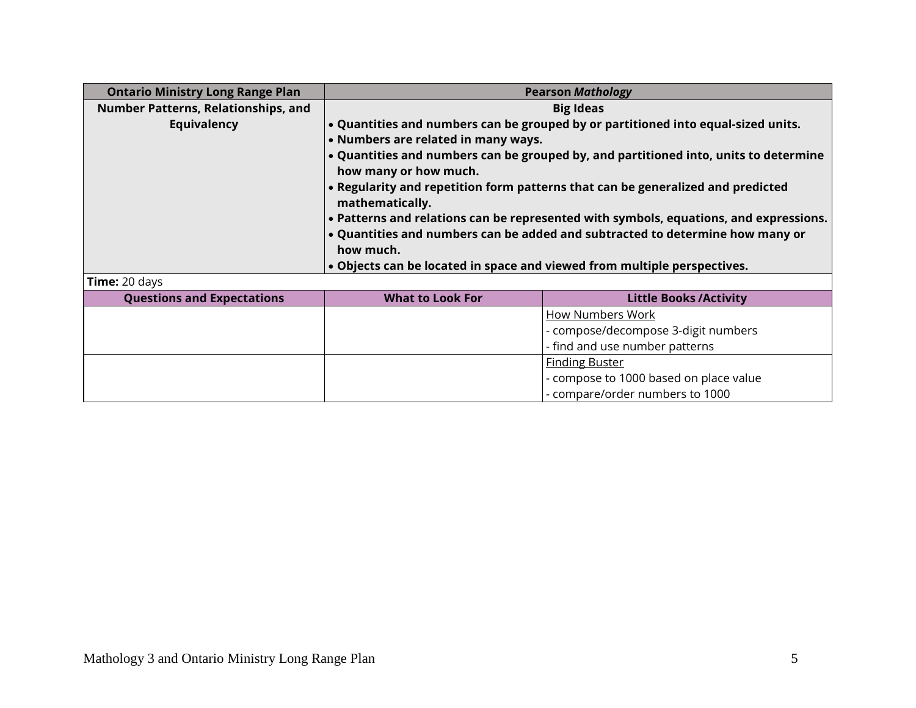| Ontario Ministry Long Range Plan | Pearson *Mathology* | |
|---|---|---|
| **Number Patterns, Relationships, and Equivalency** | **Big Ideas**<br>• **Quantities and numbers can be grouped by or partitioned into equal-sized units.**<br>• **Numbers are related in many ways.**<br>• **Quantities and numbers can be grouped by, and partitioned into, units to determine how many or how much.**<br>• **Regularity and repetition form patterns that can be generalized and predicted mathematically.**<br>• **Patterns and relations can be represented with symbols, equations, and expressions.**<br>• **Quantities and numbers can be added and subtracted to determine how many or how much.**<br>• **Objects can be located in space and viewed from multiple perspectives.** | |
| **Time:** 20 days | | |
| **Questions and Expectations** | **What to Look For** | **Little Books /Activity** |
| | | <u>How Numbers Work</u><br>- compose/decompose 3-digit numbers<br>- find and use number patterns |
| | | <u>Finding Buster</u><br>- compose to 1000 based on place value<br>- compare/order numbers to 1000 |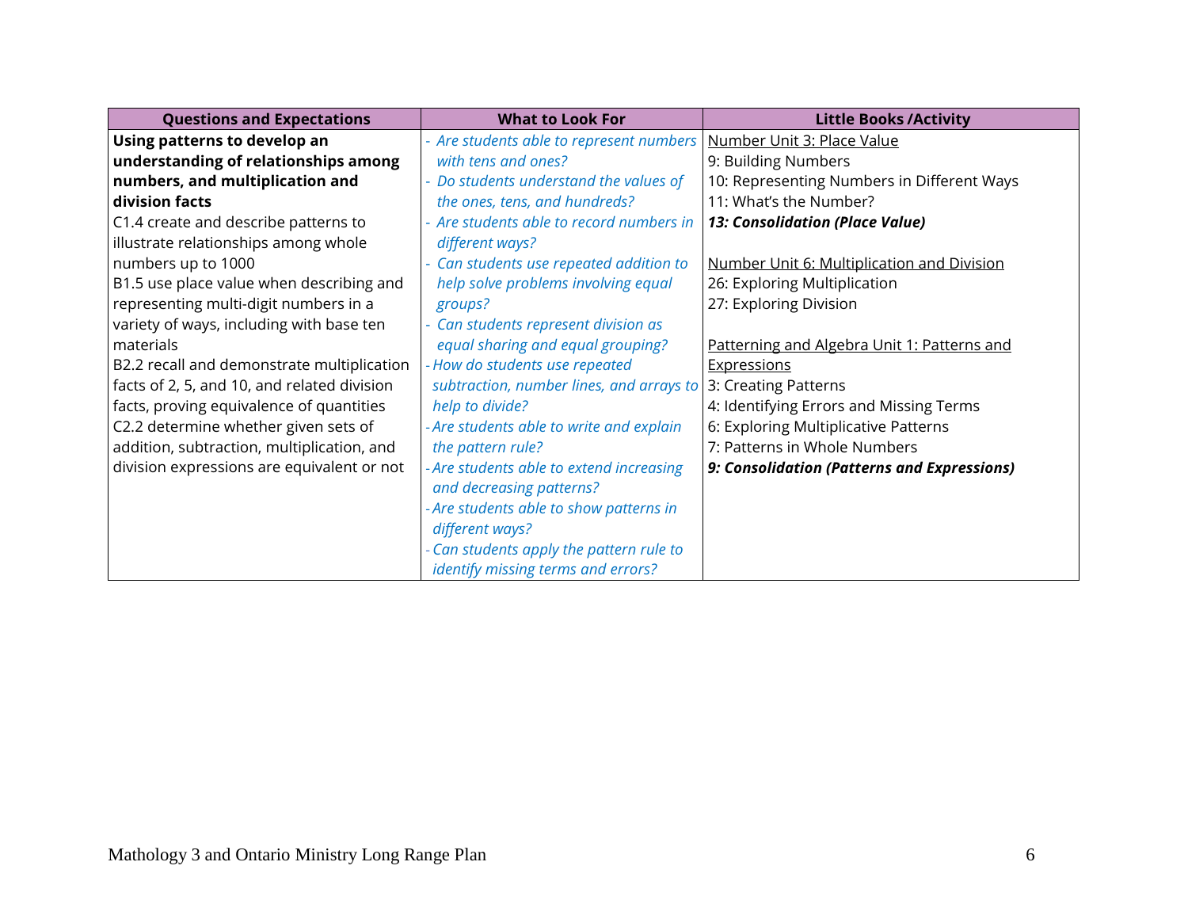| Questions and Expectations | What to Look For | Little Books /Activity |
|---|---|---|
| **Using patterns to develop an understanding of relationships among numbers, and multiplication and division facts**<br>C1.4 create and describe patterns to illustrate relationships among whole numbers up to 1000<br>B1.5 use place value when describing and representing multi-digit numbers in a variety of ways, including with base ten materials<br>B2.2 recall and demonstrate multiplication facts of 2, 5, and 10, and related division facts, proving equivalence of quantities<br>C2.2 determine whether given sets of addition, subtraction, multiplication, and division expressions are equivalent or not | - *Are students able to represent numbers with tens and ones?*<br>- *Do students understand the values of the ones, tens, and hundreds?*<br>- *Are students able to record numbers in different ways?*<br>- *Can students use repeated addition to help solve problems involving equal groups?*<br>- *Can students represent division as equal sharing and equal grouping?*<br>- *How do students use repeated subtraction, number lines, and arrays to help to divide?*<br>- *Are students able to write and explain the pattern rule?*<br>- *Are students able to extend increasing and decreasing patterns?*<br>- *Are students able to show patterns in different ways?*<br>- *Can students apply the pattern rule to identify missing terms and errors?* | <u>Number Unit 3: Place Value</u><br>9: Building Numbers<br>10: Representing Numbers in Different Ways<br>11: What's the Number?<br>***13: Consolidation (Place Value)***<br><br><u>Number Unit 6: Multiplication and Division</u><br>26: Exploring Multiplication<br>27: Exploring Division<br><br><u>Patterning and Algebra Unit 1: Patterns and Expressions</u><br>3: Creating Patterns<br>4: Identifying Errors and Missing Terms<br>6: Exploring Multiplicative Patterns<br>7: Patterns in Whole Numbers<br>***9: Consolidation (Patterns and Expressions)*** |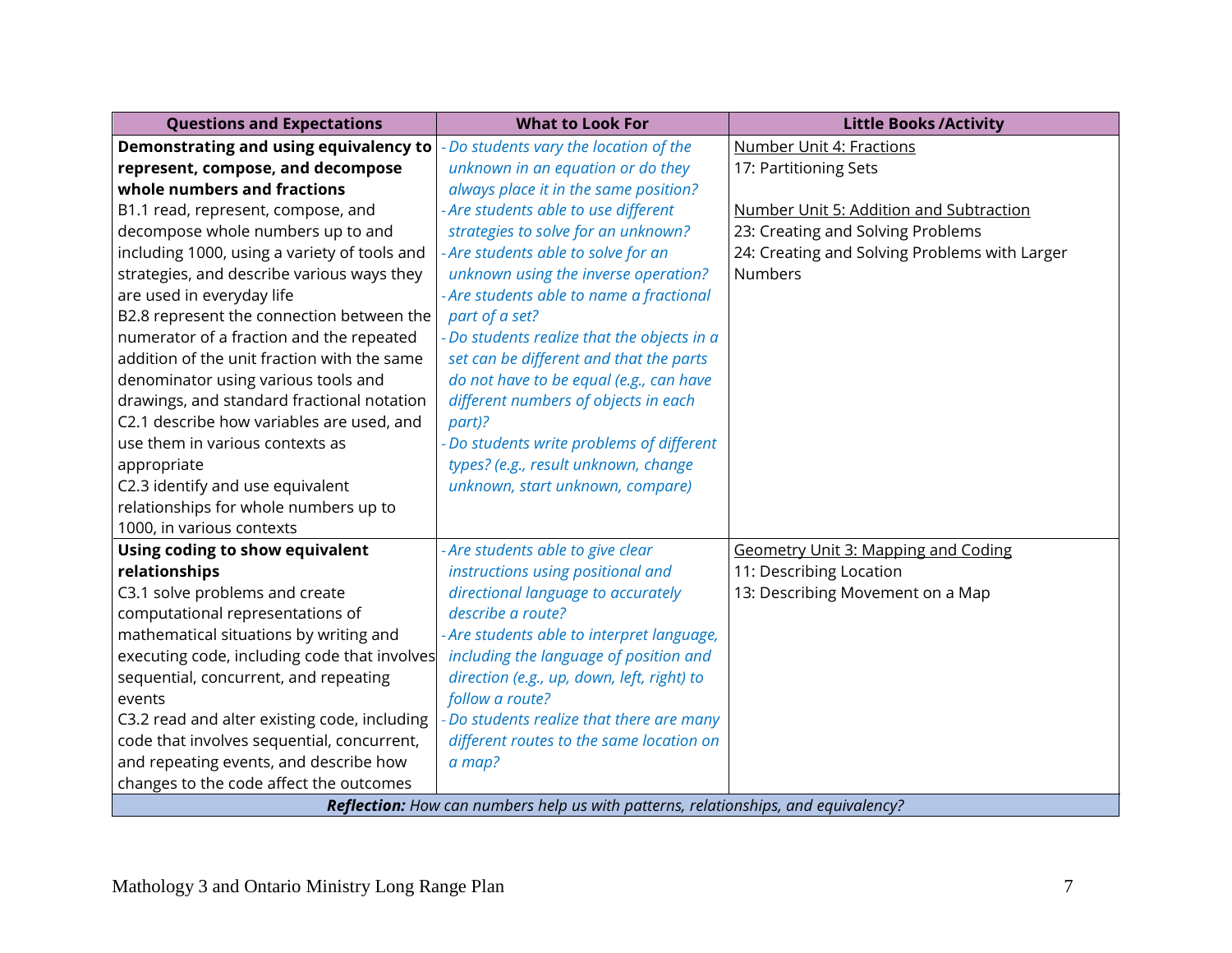| Questions and Expectations | What to Look For | Little Books /Activity |
|---|---|---|
| **Demonstrating and using equivalency to represent, compose, and decompose whole numbers and fractions**<br>B1.1 read, represent, compose, and decompose whole numbers up to and including 1000, using a variety of tools and strategies, and describe various ways they are used in everyday life<br>B2.8 represent the connection between the numerator of a fraction and the repeated addition of the unit fraction with the same denominator using various tools and drawings, and standard fractional notation<br>C2.1 describe how variables are used, and use them in various contexts as appropriate<br>C2.3 identify and use equivalent relationships for whole numbers up to 1000, in various contexts | *- Do students vary the location of the unknown in an equation or do they always place it in the same position?*<br>*- Are students able to use different strategies to solve for an unknown?*<br>*- Are students able to solve for an unknown using the inverse operation?*<br>*- Are students able to name a fractional part of a set?*<br>*- Do students realize that the objects in a set can be different and that the parts do not have to be equal (e.g., can have different numbers of objects in each part)?*<br>*- Do students write problems of different types? (e.g., result unknown, change unknown, start unknown, compare)* | Number Unit 4: Fractions<br>17: Partitioning Sets<br><br>Number Unit 5: Addition and Subtraction<br>23: Creating and Solving Problems<br>24: Creating and Solving Problems with Larger Numbers |
| **Using coding to show equivalent relationships**<br>C3.1 solve problems and create computational representations of mathematical situations by writing and executing code, including code that involves sequential, concurrent, and repeating events<br>C3.2 read and alter existing code, including code that involves sequential, concurrent, and repeating events, and describe how changes to the code affect the outcomes | *- Are students able to give clear instructions using positional and directional language to accurately describe a route?*<br>*- Are students able to interpret language, including the language of position and direction (e.g., up, down, left, right) to follow a route?*<br>*- Do students realize that there are many different routes to the same location on a map?* | Geometry Unit 3: Mapping and Coding<br>11: Describing Location<br>13: Describing Movement on a Map |
| ***Reflection:*** *How can numbers help us with patterns, relationships, and equivalency?* | | |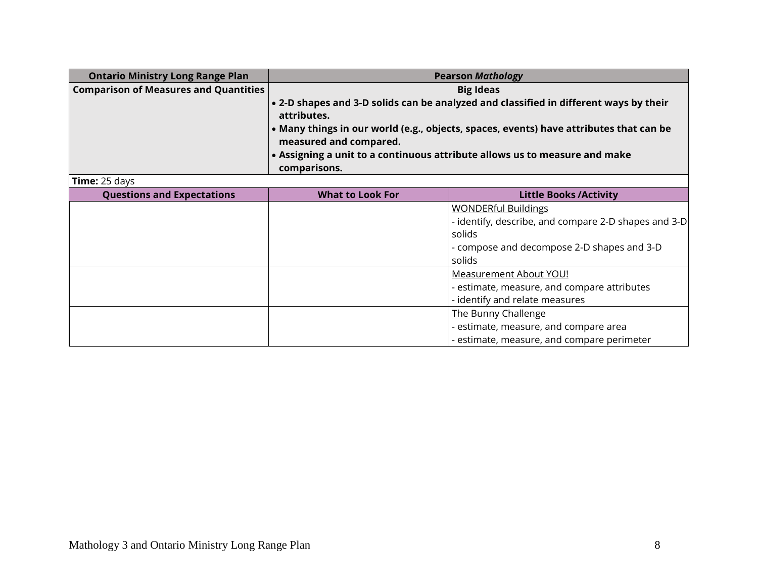| **Ontario Ministry Long Range Plan** | **Pearson *Mathology*** | |
|---|---|---|
| **Comparison of Measures and Quantities** | **Big Ideas**<br>• **2-D shapes and 3-D solids can be analyzed and classified in different ways by their attributes.**<br>• **Many things in our world (e.g., objects, spaces, events) have attributes that can be measured and compared.**<br>• **Assigning a unit to a continuous attribute allows us to measure and make comparisons.** | |
| **Time:** 25 days | | |
| **Questions and Expectations** | **What to Look For** | **Little Books /Activity** |
| | | WONDERful Buildings<br>- identify, describe, and compare 2-D shapes and 3-D solids<br>- compose and decompose 2-D shapes and 3-D solids |
| | | Measurement About YOU!<br>- estimate, measure, and compare attributes<br>- identify and relate measures |
| | | The Bunny Challenge<br>- estimate, measure, and compare area<br>- estimate, measure, and compare perimeter |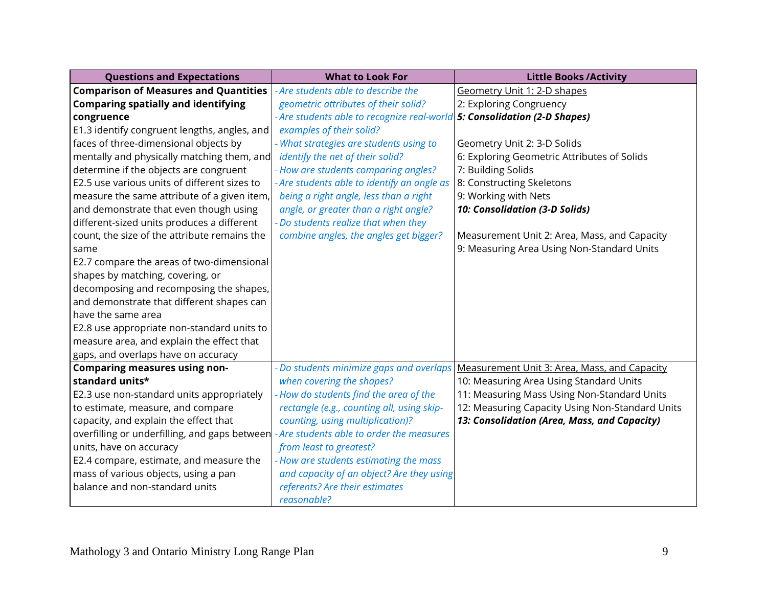| Questions and Expectations | What to Look For | Little Books /Activity |
|---|---|---|
| **Comparison of Measures and Quantities**<br>**Comparing spatially and identifying congruence**<br>E1.3 identify congruent lengths, angles, and faces of three-dimensional objects by mentally and physically matching them, and determine if the objects are congruent<br>E2.5 use various units of different sizes to measure the same attribute of a given item, and demonstrate that even though using different-sized units produces a different count, the size of the attribute remains the same<br>E2.7 compare the areas of two-dimensional shapes by matching, covering, or decomposing and recomposing the shapes, and demonstrate that different shapes can have the same area<br>E2.8 use appropriate non-standard units to measure area, and explain the effect that gaps, and overlaps have on accuracy | *- Are students able to describe the geometric attributes of their solid?*<br>*- Are students able to recognize real-world examples of their solid?*<br>*- What strategies are students using to identify the net of their solid?*<br>*- How are students comparing angles?*<br>*- Are students able to identify an angle as being a right angle, less than a right angle, or greater than a right angle?*<br>*- Do students realize that when they combine angles, the angles get bigger?* | Geometry Unit 1: 2-D shapes<br>2: Exploring Congruency<br>***5: Consolidation (2-D Shapes)***<br><br>Geometry Unit 2: 3-D Solids<br>6: Exploring Geometric Attributes of Solids<br>7: Building Solids<br>8: Constructing Skeletons<br>9: Working with Nets<br>***10: Consolidation (3-D Solids)***<br><br>Measurement Unit 2: Area, Mass, and Capacity<br>9: Measuring Area Using Non-Standard Units |
| **Comparing measures using non-standard units***<br>E2.3 use non-standard units appropriately to estimate, measure, and compare capacity, and explain the effect that overfilling or underfilling, and gaps between units, have on accuracy<br>E2.4 compare, estimate, and measure the mass of various objects, using a pan balance and non-standard units | *- Do students minimize gaps and overlaps when covering the shapes?*<br>*- How do students find the area of the rectangle (e.g., counting all, using skip-counting, using multiplication)?*<br>*- Are students able to order the measures from least to greatest?*<br>*- How are students estimating the mass and capacity of an object? Are they using referents? Are their estimates reasonable?* | Measurement Unit 3: Area, Mass, and Capacity<br>10: Measuring Area Using Standard Units<br>11: Measuring Mass Using Non-Standard Units<br>12: Measuring Capacity Using Non-Standard Units<br>***13: Consolidation (Area, Mass, and Capacity)*** |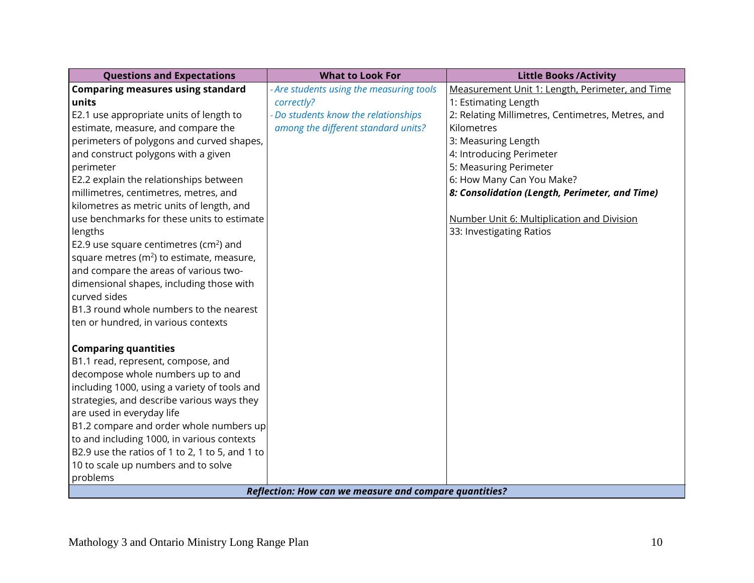| Questions and Expectations | What to Look For | Little Books /Activity |
| --- | --- | --- |
| **Comparing measures using standard units**<br>E2.1 use appropriate units of length to estimate, measure, and compare the perimeters of polygons and curved shapes, and construct polygons with a given perimeter<br>E2.2 explain the relationships between millimetres, centimetres, metres, and kilometres as metric units of length, and use benchmarks for these units to estimate lengths<br>E2.9 use square centimetres ($cm^2$) and square metres ($m^2$) to estimate, measure, and compare the areas of various two-dimensional shapes, including those with curved sides<br>B1.3 round whole numbers to the nearest ten or hundred, in various contexts<br><br>**Comparing quantities**<br>B1.1 read, represent, compose, and decompose whole numbers up to and including 1000, using a variety of tools and strategies, and describe various ways they are used in everyday life<br>B1.2 compare and order whole numbers up to and including 1000, in various contexts<br>B2.9 use the ratios of 1 to 2, 1 to 5, and 1 to 10 to scale up numbers and to solve problems | *- Are students using the measuring tools correctly?*<br>*- Do students know the relationships among the different standard units?* | Measurement Unit 1: Length, Perimeter, and Time<br>1: Estimating Length<br>2: Relating Millimetres, Centimetres, Metres, and Kilometres<br>3: Measuring Length<br>4: Introducing Perimeter<br>5: Measuring Perimeter<br>6: How Many Can You Make?<br>***8: Consolidation (Length, Perimeter, and Time)***<br><br>Number Unit 6: Multiplication and Division<br>33: Investigating Ratios |
| ***Reflection: How can we measure and compare quantities?*** | | |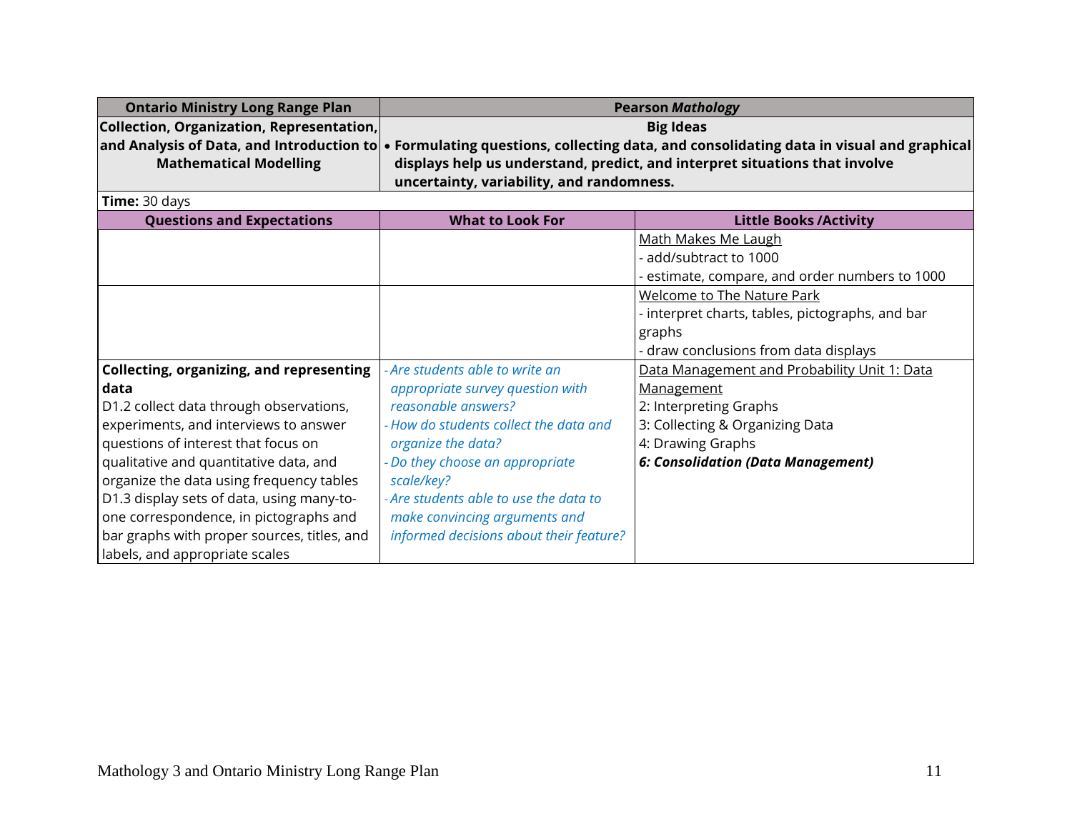| Ontario Ministry Long Range Plan | Pearson *Mathology* | |
|---|---|---|
| **Collection, Organization, Representation, and Analysis of Data, and Introduction to Mathematical Modelling** | **Big Ideas**<br>• **Formulating questions, collecting data, and consolidating data in visual and graphical displays help us understand, predict, and interpret situations that involve uncertainty, variability, and randomness.** | |
| **Time:** 30 days | | |
| **Questions and Expectations** | **What to Look For** | **Little Books /Activity** |
| | | Math Makes Me Laugh<br>- add/subtract to 1000<br>- estimate, compare, and order numbers to 1000 |
| | | Welcome to The Nature Park<br>- interpret charts, tables, pictographs, and bar graphs<br>- draw conclusions from data displays |
| **Collecting, organizing, and representing data**<br>D1.2 collect data through observations, experiments, and interviews to answer questions of interest that focus on qualitative and quantitative data, and organize the data using frequency tables<br>D1.3 display sets of data, using many-to-one correspondence, in pictographs and bar graphs with proper sources, titles, and labels, and appropriate scales | *- Are students able to write an appropriate survey question with reasonable answers?*<br>*- How do students collect the data and organize the data?*<br>*- Do they choose an appropriate scale/key?*<br>*- Are students able to use the data to make convincing arguments and informed decisions about their feature?* | Data Management and Probability Unit 1: Data Management<br>2: Interpreting Graphs<br>3: Collecting & Organizing Data<br>4: Drawing Graphs<br>***6: Consolidation (Data Management)*** |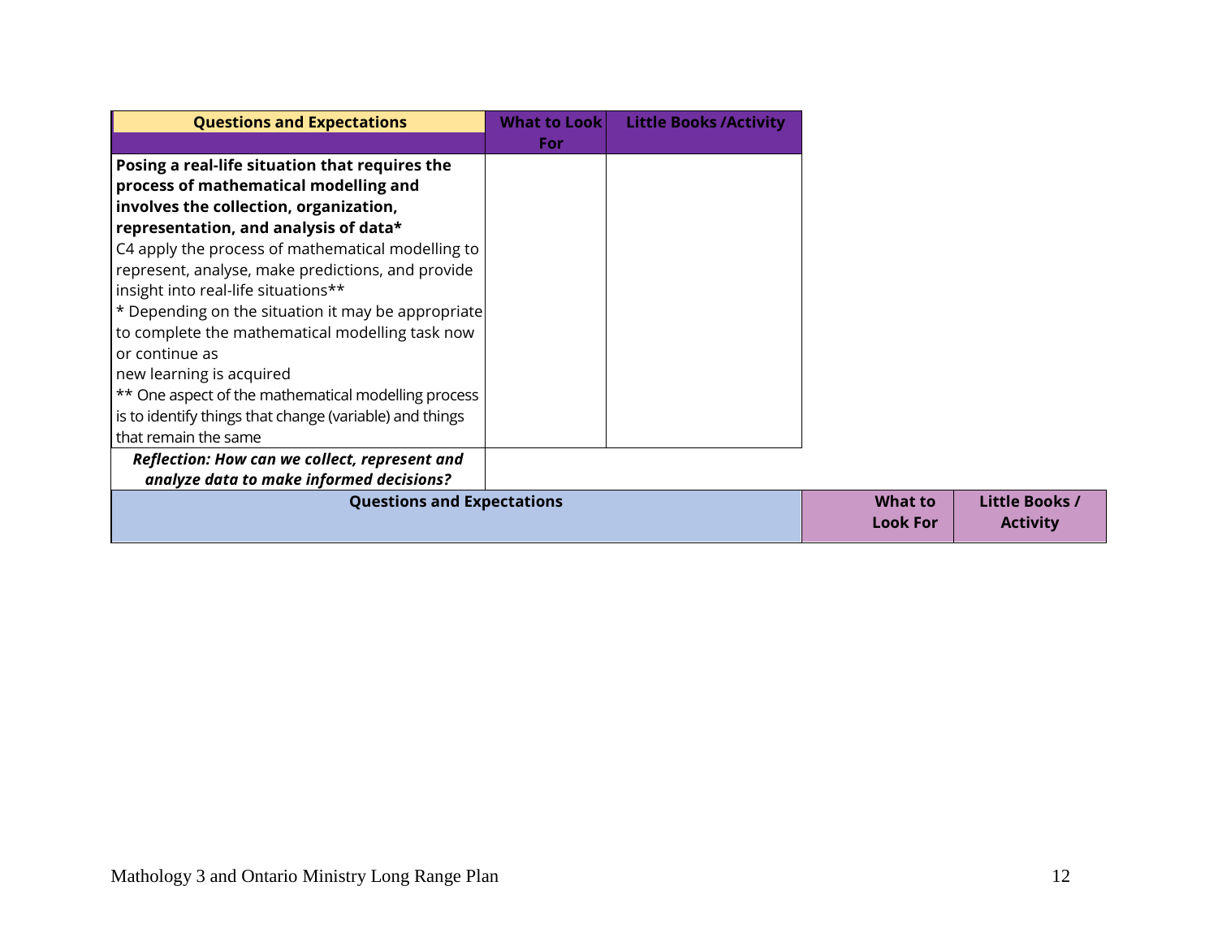| Questions and Expectations | What to Look For | Little Books /Activity |
|---|---|---|
| **Posing a real-life situation that requires the process of mathematical modelling and involves the collection, organization, representation, and analysis of data*** <br> C4 apply the process of mathematical modelling to represent, analyse, make predictions, and provide insight into real-life situations** <br> * Depending on the situation it may be appropriate to complete the mathematical modelling task now or continue as new learning is acquired <br> ** One aspect of the mathematical modelling process is to identify things that change (variable) and things that remain the same | | |
| ***Reflection: How can we collect, represent and analyze data to make informed decisions?*** | | |

| Questions and Expectations | What to Look For | Little Books / Activity |
|---|---|---|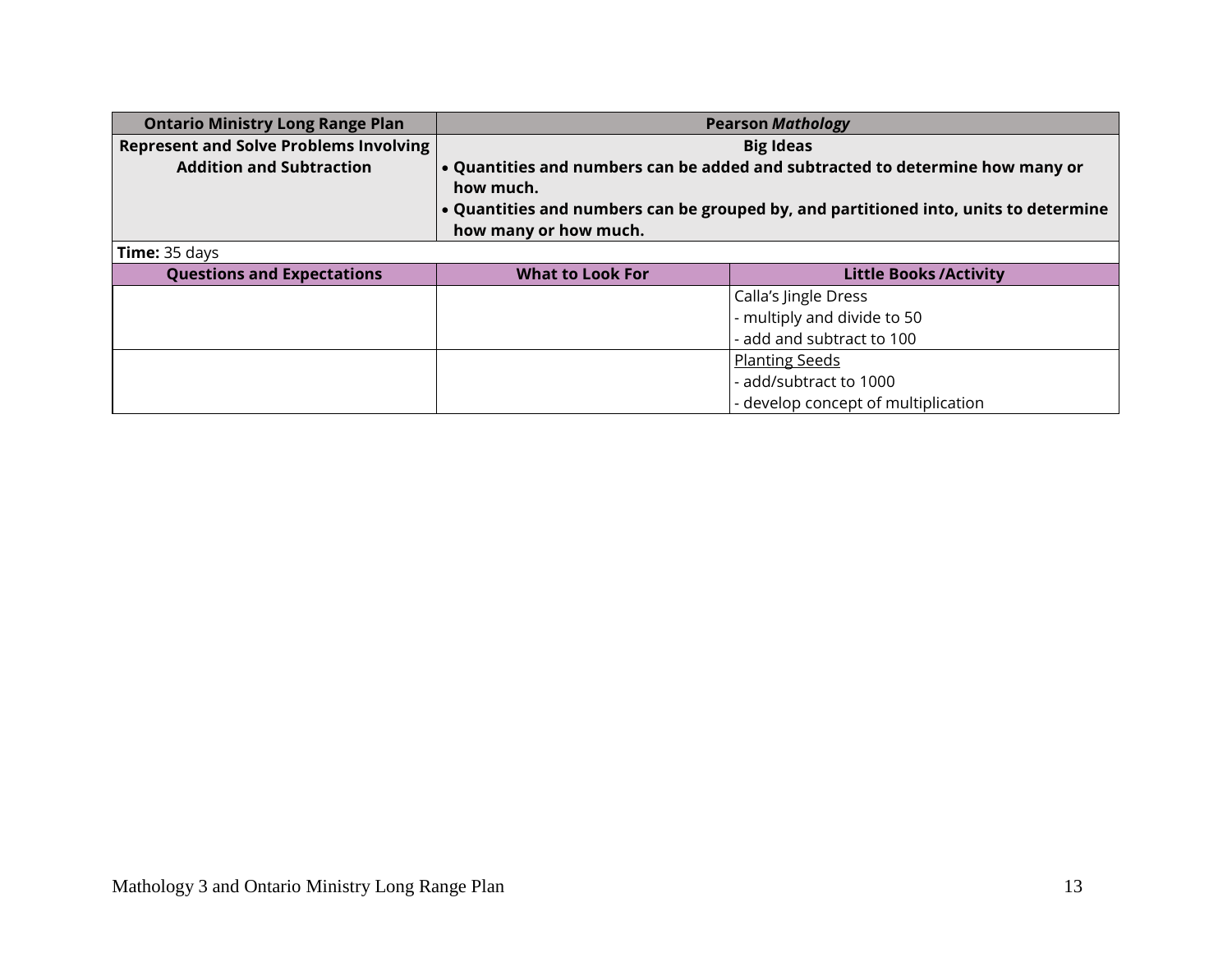| Ontario Ministry Long Range Plan | Pearson *Mathology* | |
| --- | --- | --- |
| **Represent and Solve Problems Involving Addition and Subtraction** | **Big Ideas**<br>• **Quantities and numbers can be added and subtracted to determine how many or how much.**<br>• **Quantities and numbers can be grouped by, and partitioned into, units to determine how many or how much.** | |
| **Time:** 35 days | | |
| **Questions and Expectations** | **What to Look For** | **Little Books /Activity** |
| | | Calla's Jingle Dress<br>- multiply and divide to 50<br>- add and subtract to 100 |
| | | Planting Seeds<br>- add/subtract to 1000<br>- develop concept of multiplication |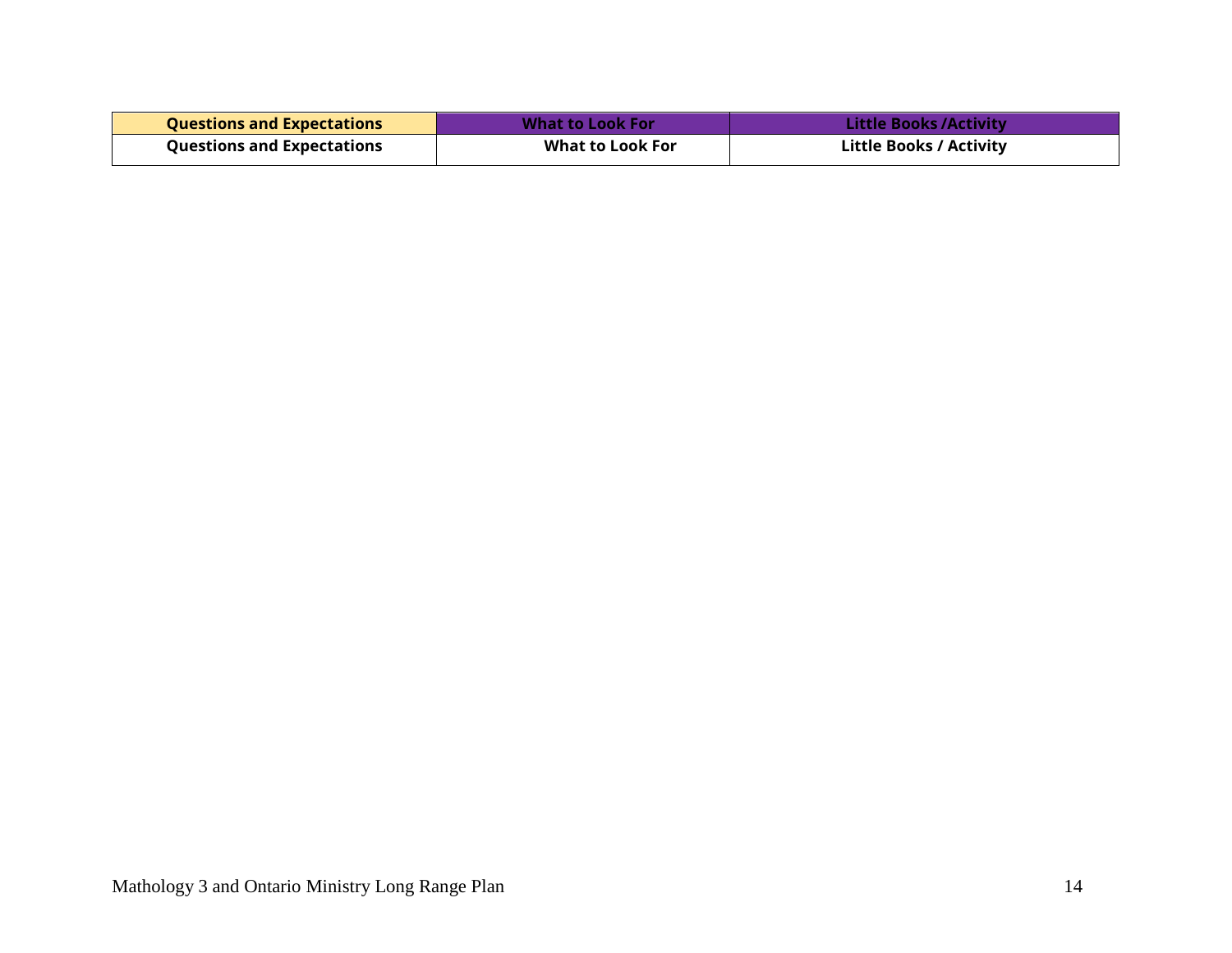| Questions and Expectations | What to Look For | Little Books /Activity |
|---|---|---|
| Questions and Expectations | What to Look For | Little Books / Activity |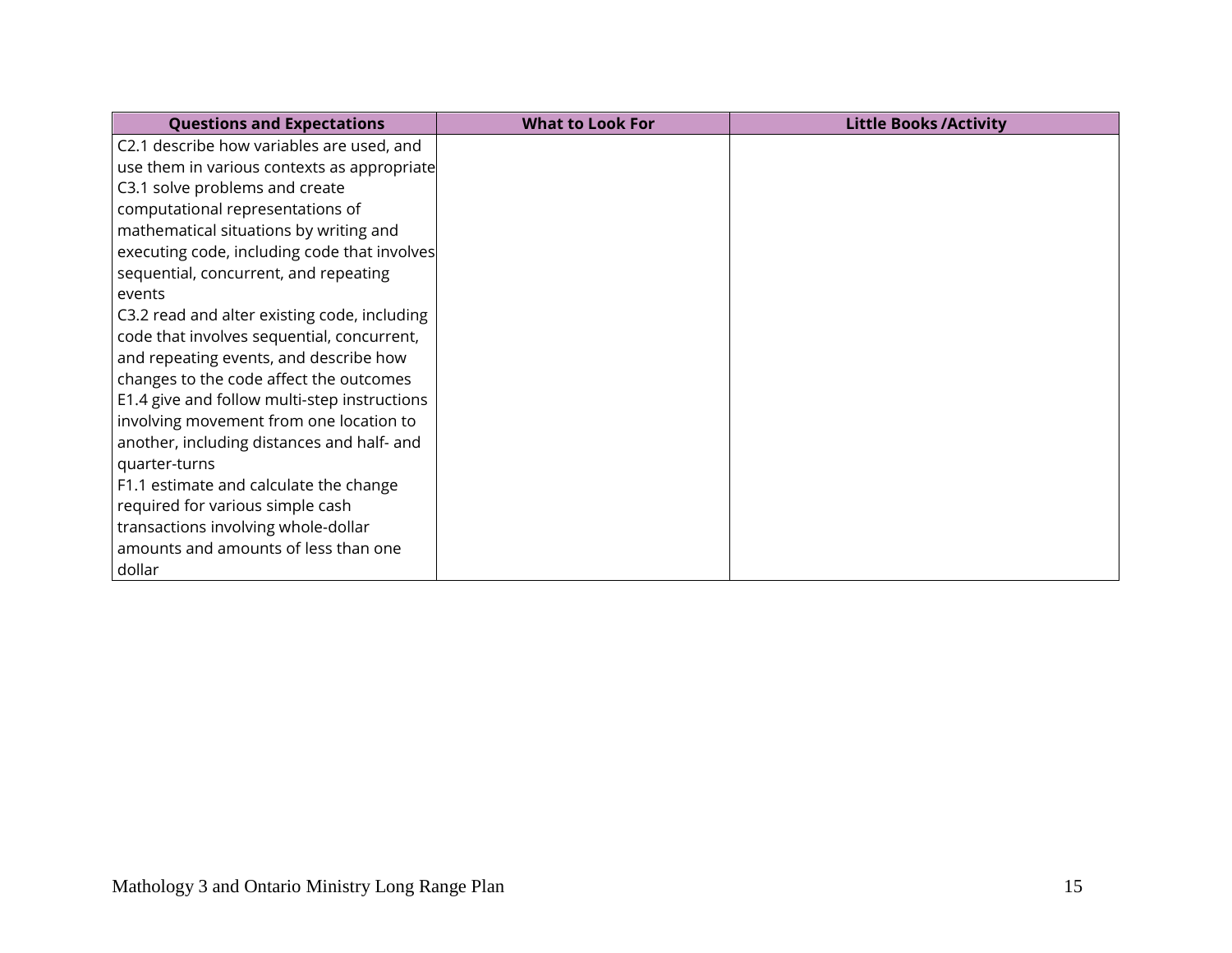| Questions and Expectations | What to Look For | Little Books /Activity |
|---|---|---|
| C2.1 describe how variables are used, and use them in various contexts as appropriate<br>C3.1 solve problems and create computational representations of mathematical situations by writing and executing code, including code that involves sequential, concurrent, and repeating events<br>C3.2 read and alter existing code, including code that involves sequential, concurrent, and repeating events, and describe how changes to the code affect the outcomes<br>E1.4 give and follow multi-step instructions involving movement from one location to another, including distances and half- and quarter-turns<br>F1.1 estimate and calculate the change required for various simple cash transactions involving whole-dollar amounts and amounts of less than one dollar | | |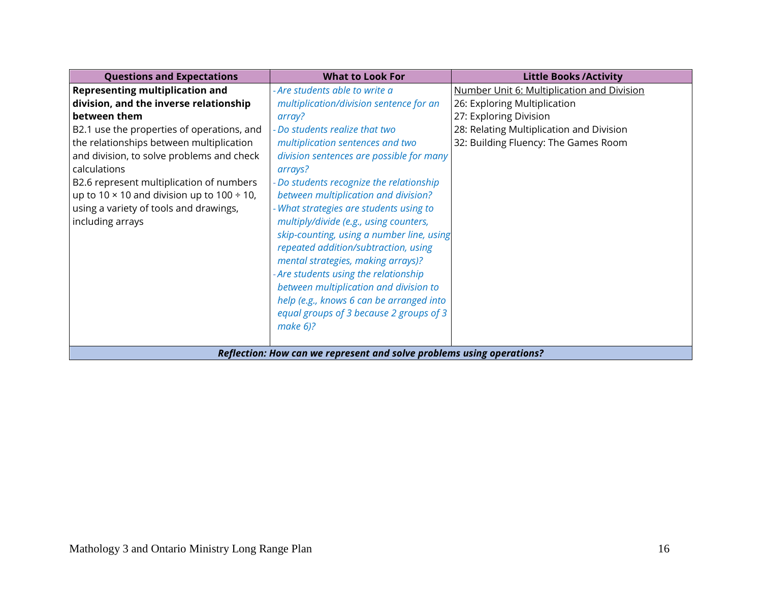| Questions and Expectations | What to Look For | Little Books /Activity |
|---|---|---|
| **Representing multiplication and division, and the inverse relationship between them**<br>B2.1 use the properties of operations, and the relationships between multiplication and division, to solve problems and check calculations<br>B2.6 represent multiplication of numbers up to 10 × 10 and division up to 100 ÷ 10, using a variety of tools and drawings, including arrays | - *Are students able to write a multiplication/division sentence for an array?*<br>- *Do students realize that two multiplication sentences and two division sentences are possible for many arrays?*<br>- *Do students recognize the relationship between multiplication and division?*<br>- *What strategies are students using to multiply/divide (e.g., using counters, skip-counting, using a number line, using repeated addition/subtraction, using mental strategies, making arrays)?*<br>- *Are students using the relationship between multiplication and division to help (e.g., knows 6 can be arranged into equal groups of 3 because 2 groups of 3 make 6)?* | Number Unit 6: Multiplication and Division<br>26: Exploring Multiplication<br>27: Exploring Division<br>28: Relating Multiplication and Division<br>32: Building Fluency: The Games Room |
| ***Reflection: How can we represent and solve problems using operations?*** | | |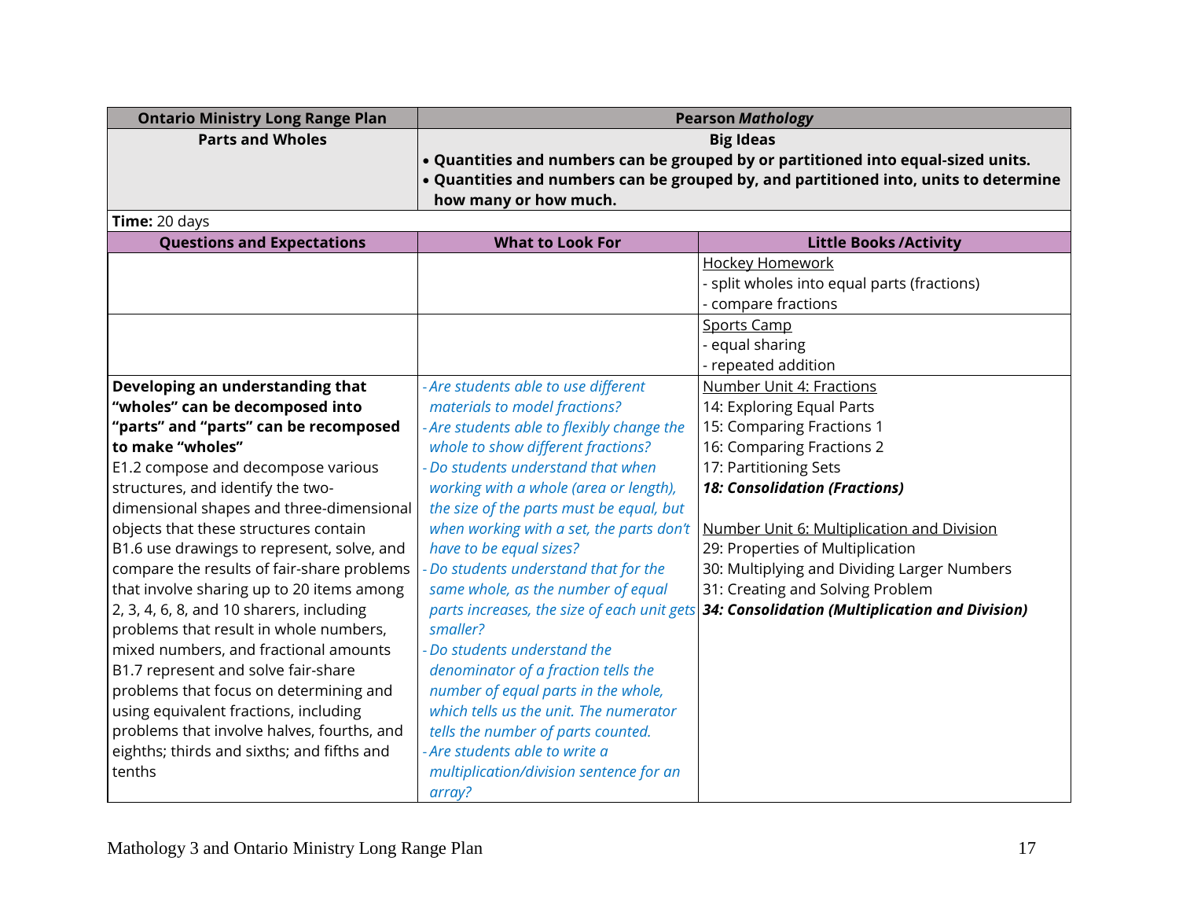| Ontario Ministry Long Range Plan | Pearson *Mathology* | |
|---|---|---|
| **Parts and Wholes** | **Big Ideas**<br>• **Quantities and numbers can be grouped by or partitioned into equal-sized units.**<br>• **Quantities and numbers can be grouped by, and partitioned into, units to determine how many or how much.** | |
| **Time:** 20 days | | |
| **Questions and Expectations** | **What to Look For** | **Little Books /Activity** |
| | | Hockey Homework<br>- split wholes into equal parts (fractions)<br>- compare fractions |
| | | Sports Camp<br>- equal sharing<br>- repeated addition |
| **Developing an understanding that "wholes" can be decomposed into "parts" and "parts" can be recomposed to make "wholes"**<br>E1.2 compose and decompose various structures, and identify the two-dimensional shapes and three-dimensional objects that these structures contain<br>B1.6 use drawings to represent, solve, and compare the results of fair-share problems that involve sharing up to 20 items among 2, 3, 4, 6, 8, and 10 sharers, including problems that result in whole numbers, mixed numbers, and fractional amounts<br>B1.7 represent and solve fair-share problems that focus on determining and using equivalent fractions, including problems that involve halves, fourths, and eighths; thirds and sixths; and fifths and tenths | *- Are students able to use different materials to model fractions?*<br>*- Are students able to flexibly change the whole to show different fractions?*<br>*- Do students understand that when working with a whole (area or length), the size of the parts must be equal, but when working with a set, the parts don't have to be equal sizes?*<br>*- Do students understand that for the same whole, as the number of equal parts increases, the size of each unit gets smaller?*<br>*- Do students understand the denominator of a fraction tells the number of equal parts in the whole, which tells us the unit. The numerator tells the number of parts counted.*<br>*- Are students able to write a multiplication/division sentence for an array?* | Number Unit 4: Fractions<br>14: Exploring Equal Parts<br>15: Comparing Fractions 1<br>16: Comparing Fractions 2<br>17: Partitioning Sets<br>***18: Consolidation (Fractions)***<br><br>Number Unit 6: Multiplication and Division<br>29: Properties of Multiplication<br>30: Multiplying and Dividing Larger Numbers<br>31: Creating and Solving Problem<br>***34: Consolidation (Multiplication and Division)*** |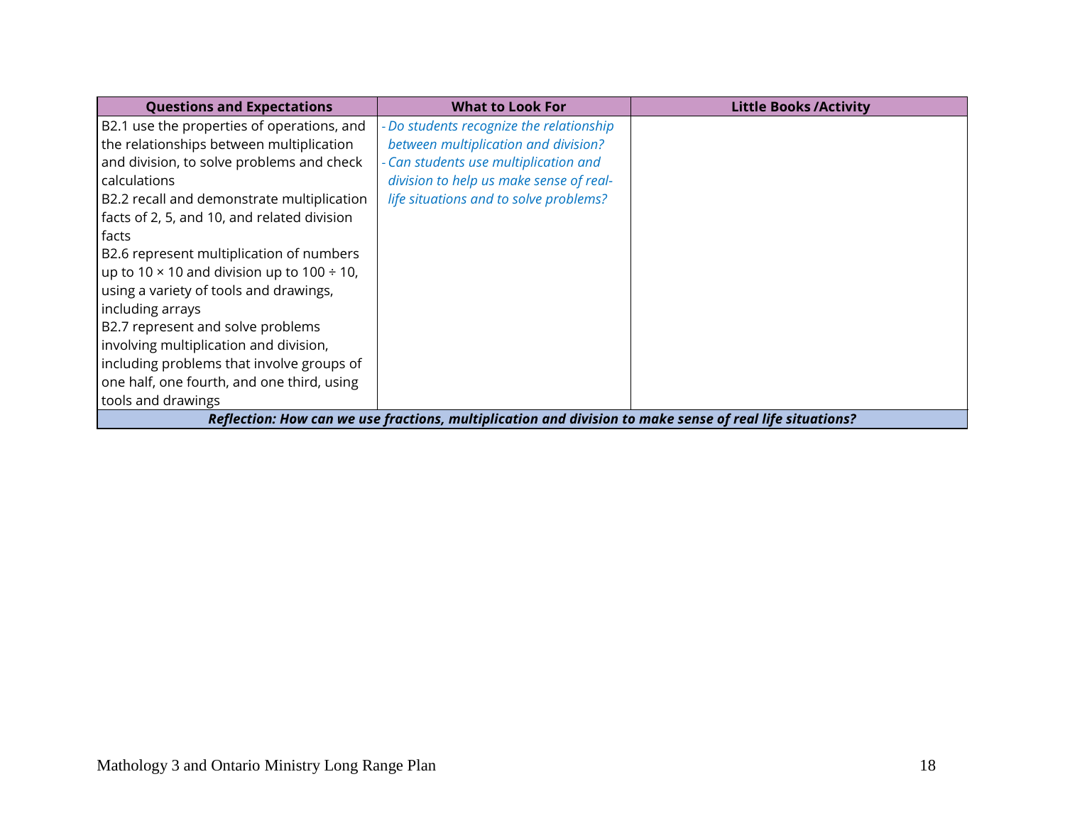| Questions and Expectations | What to Look For | Little Books /Activity |
|---|---|---|
| B2.1 use the properties of operations, and the relationships between multiplication and division, to solve problems and check calculations<br>B2.2 recall and demonstrate multiplication facts of 2, 5, and 10, and related division facts<br>B2.6 represent multiplication of numbers up to 10 × 10 and division up to 100 ÷ 10, using a variety of tools and drawings, including arrays<br>B2.7 represent and solve problems involving multiplication and division, including problems that involve groups of one half, one fourth, and one third, using tools and drawings | *- Do students recognize the relationship between multiplication and division?*<br>*- Can students use multiplication and division to help us make sense of real-life situations and to solve problems?* | |
| ***Reflection: How can we use fractions, multiplication and division to make sense of real life situations?*** | | |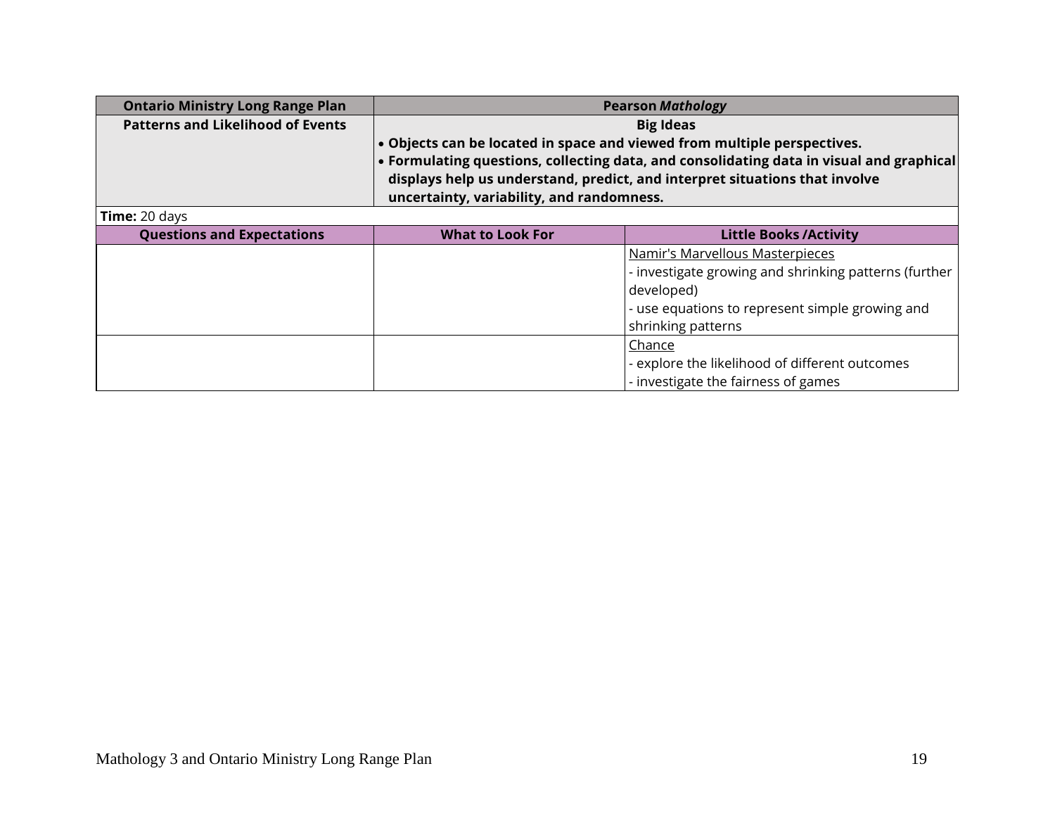| Ontario Ministry Long Range Plan | Pearson *Mathology* | |
|---|---|---|
| **Patterns and Likelihood of Events** | **Big Ideas**<br>• **Objects can be located in space and viewed from multiple perspectives.**<br>• **Formulating questions, collecting data, and consolidating data in visual and graphical displays help us understand, predict, and interpret situations that involve uncertainty, variability, and randomness.** | |
| **Time:** 20 days | | |
| **Questions and Expectations** | **What to Look For** | **Little Books /Activity** |
| | | Namir's Marvellous Masterpieces<br>- investigate growing and shrinking patterns (further developed)<br>- use equations to represent simple growing and shrinking patterns |
| | | Chance<br>- explore the likelihood of different outcomes<br>- investigate the fairness of games |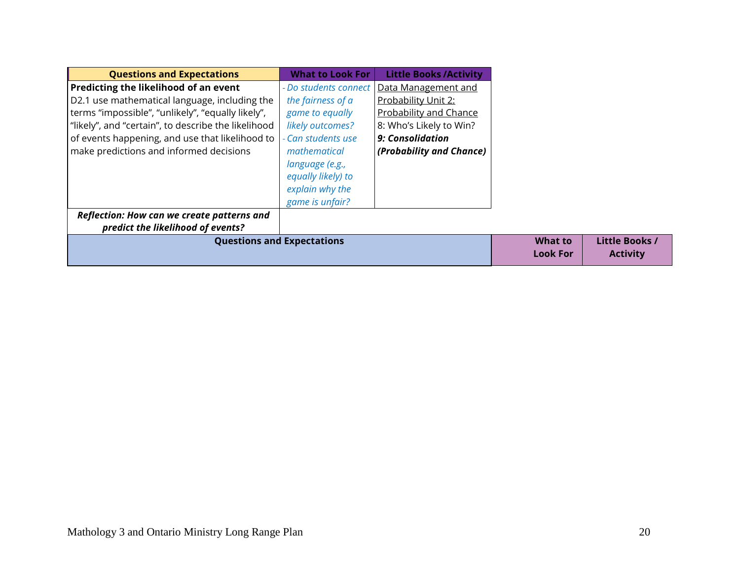| Questions and Expectations | What to Look For | Little Books /Activity |
|---|---|---|
| **Predicting the likelihood of an event**<br>D2.1 use mathematical language, including the terms “impossible”, “unlikely”, “equally likely”, “likely”, and “certain”, to describe the likelihood of events happening, and use that likelihood to make predictions and informed decisions | *- Do students connect the fairness of a game to equally likely outcomes?*<br>*- Can students use mathematical language (e.g., equally likely) to explain why the game is unfair?* | Data Management and Probability Unit 2: Probability and Chance<br>8: Who’s Likely to Win?<br>***9: Consolidation (Probability and Chance)*** |
| ***Reflection: How can we create patterns and predict the likelihood of events?*** | | |

| Questions and Expectations | What to Look For | Little Books / Activity |
|---|---|---|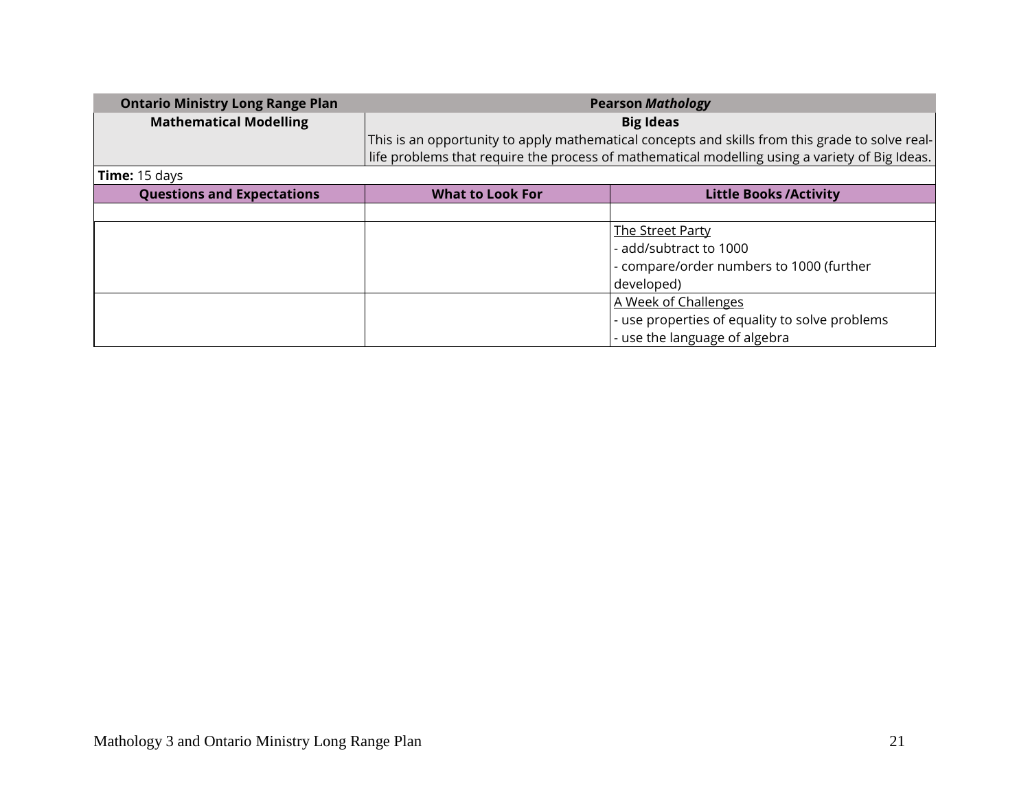| Ontario Ministry Long Range Plan | Pearson *Mathology* | |
|---|---|---|
| **Mathematical Modelling** | **Big Ideas**<br>This is an opportunity to apply mathematical concepts and skills from this grade to solve real-life problems that require the process of mathematical modelling using a variety of Big Ideas. | |
| **Time:** 15 days | | |
| **Questions and Expectations** | **What to Look For** | **Little Books /Activity** |
| | | |
| | | The Street Party<br>- add/subtract to 1000<br>- compare/order numbers to 1000 (further developed) |
| | | A Week of Challenges<br>- use properties of equality to solve problems<br>- use the language of algebra |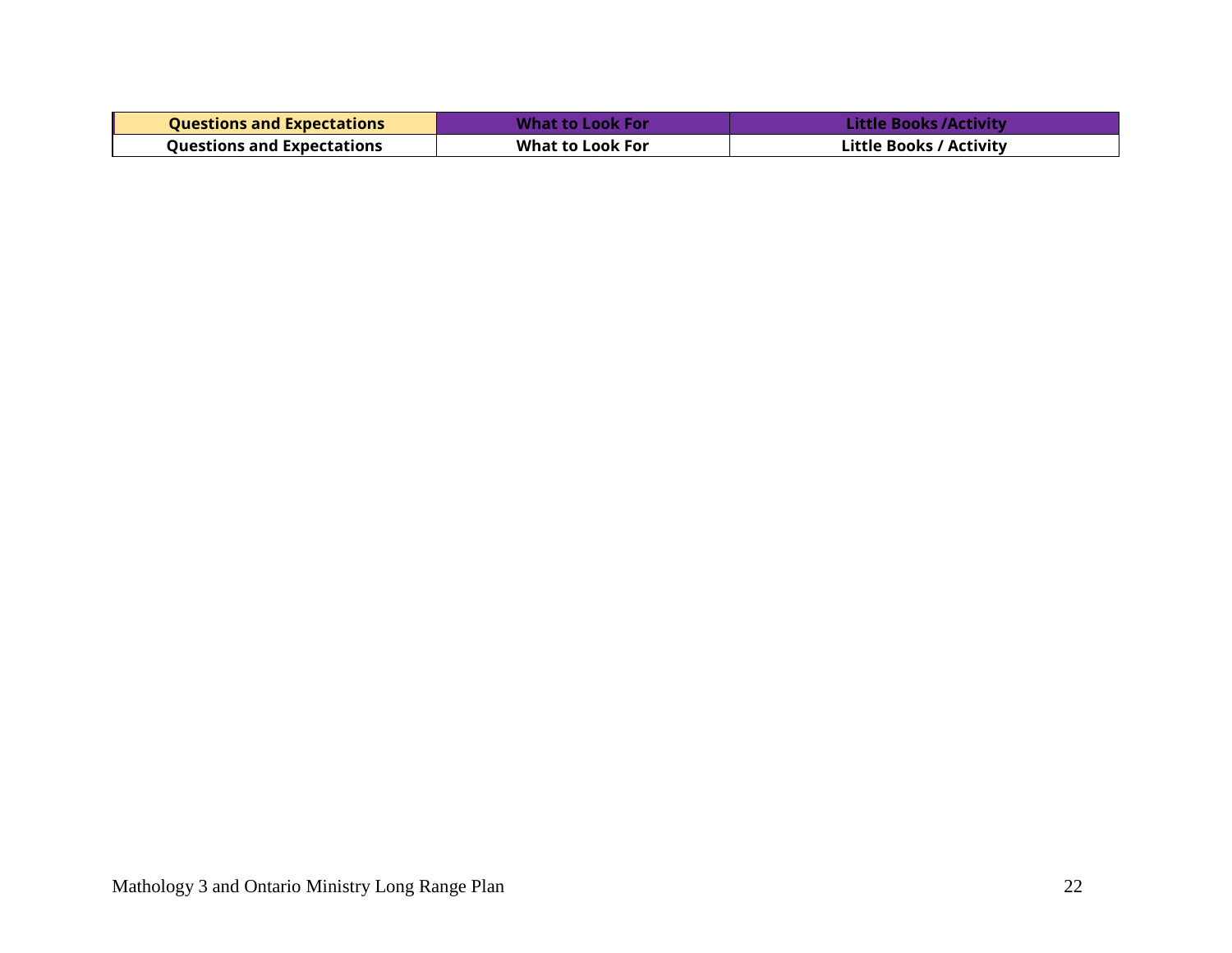| Questions and Expectations | What to Look For | Little Books /Activity |
| --- | --- | --- |
| Questions and Expectations | What to Look For | Little Books / Activity |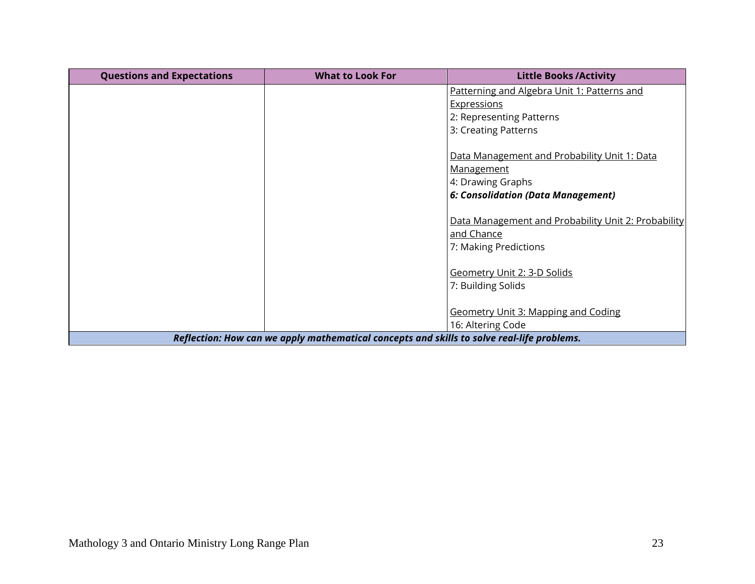| Questions and Expectations | What to Look For | Little Books /Activity |
|---|---|---|
| | | Patterning and Algebra Unit 1: Patterns and Expressions<br>2: Representing Patterns<br>3: Creating Patterns<br><br>Data Management and Probability Unit 1: Data Management<br>4: Drawing Graphs<br>***6: Consolidation (Data Management)***<br><br>Data Management and Probability Unit 2: Probability and Chance<br>7: Making Predictions<br><br>Geometry Unit 2: 3-D Solids<br>7: Building Solids<br><br>Geometry Unit 3: Mapping and Coding<br>16: Altering Code |
| ***Reflection: How can we apply mathematical concepts and skills to solve real-life problems.*** | | |